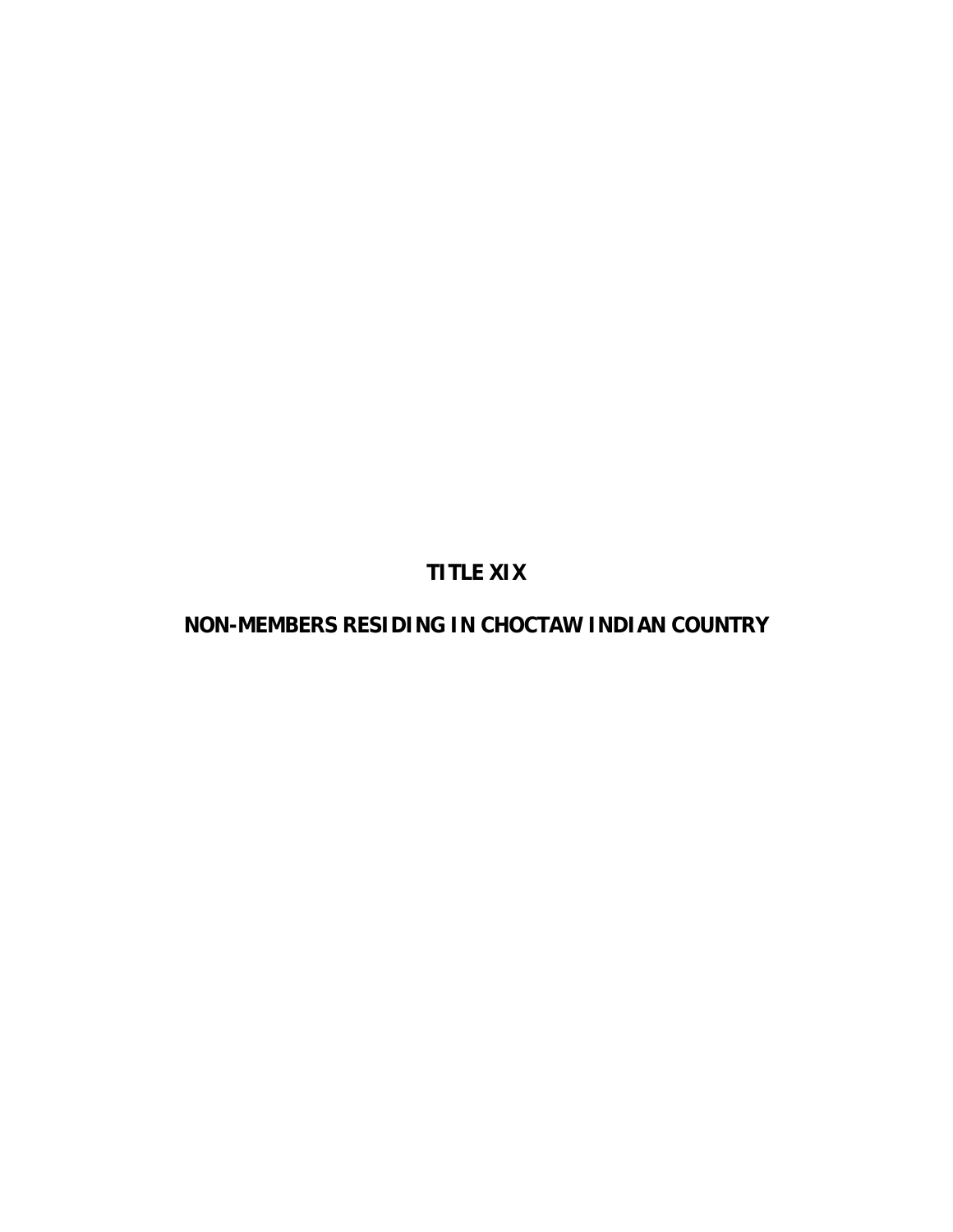# TITLE XIX

# NON-MEMBERS RESIDING IN CHOCTAW INDIAN COUNTRY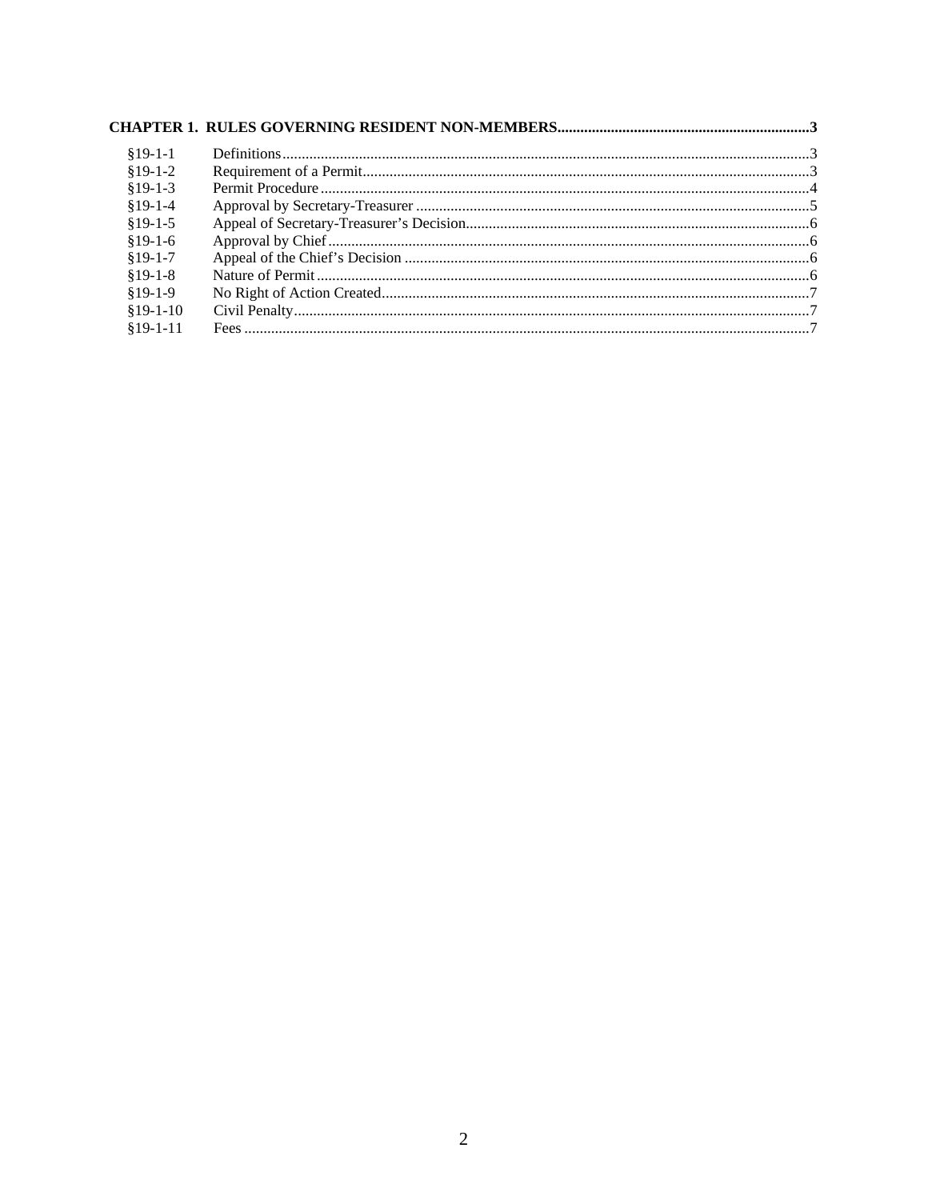**CHAPTER 1. RULES GOVERNING RESIDENT NON-MEMBERS** ..... 3

| | | |
|---|---|---|
| §19-1-1 | Definitions | 3 |
| §19-1-2 | Requirement of a Permit | 3 |
| §19-1-3 | Permit Procedure | 4 |
| §19-1-4 | Approval by Secretary-Treasurer | 5 |
| §19-1-5 | Appeal of Secretary-Treasurer's Decision | 6 |
| §19-1-6 | Approval by Chief | 6 |
| §19-1-7 | Appeal of the Chief's Decision | 6 |
| §19-1-8 | Nature of Permit | 6 |
| §19-1-9 | No Right of Action Created | 7 |
| §19-1-10 | Civil Penalty | 7 |
| §19-1-11 | Fees | 7 |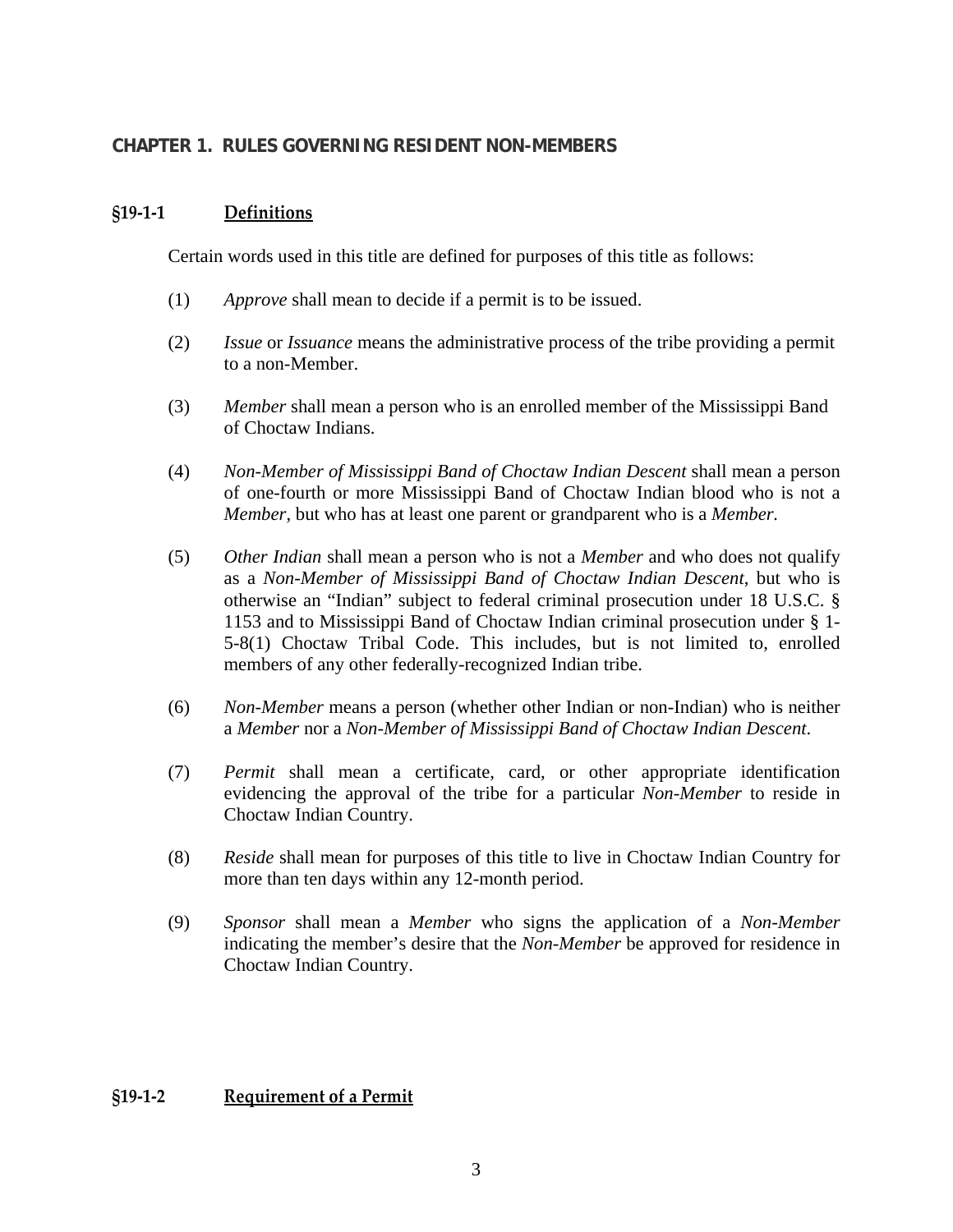## CHAPTER 1. RULES GOVERNING RESIDENT NON-MEMBERS

### §19-1-1 Definitions

Certain words used in this title are defined for purposes of this title as follows:

(1) *Approve* shall mean to decide if a permit is to be issued.

(2) *Issue* or *Issuance* means the administrative process of the tribe providing a permit to a non-Member.

(3) *Member* shall mean a person who is an enrolled member of the Mississippi Band of Choctaw Indians.

(4) *Non-Member of Mississippi Band of Choctaw Indian Descent* shall mean a person of one-fourth or more Mississippi Band of Choctaw Indian blood who is not a *Member*, but who has at least one parent or grandparent who is a *Member.*

(5) *Other Indian* shall mean a person who is not a *Member* and who does not qualify as a *Non-Member of Mississippi Band of Choctaw Indian Descent*, but who is otherwise an "Indian" subject to federal criminal prosecution under 18 U.S.C. § 1153 and to Mississippi Band of Choctaw Indian criminal prosecution under § 1-5-8(1) Choctaw Tribal Code. This includes, but is not limited to, enrolled members of any other federally-recognized Indian tribe.

(6) *Non-Member* means a person (whether other Indian or non-Indian) who is neither a *Member* nor a *Non-Member of Mississippi Band of Choctaw Indian Descent*.

(7) *Permit* shall mean a certificate, card, or other appropriate identification evidencing the approval of the tribe for a particular *Non-Member* to reside in Choctaw Indian Country.

(8) *Reside* shall mean for purposes of this title to live in Choctaw Indian Country for more than ten days within any 12-month period.

(9) *Sponsor* shall mean a *Member* who signs the application of a *Non-Member* indicating the member's desire that the *Non-Member* be approved for residence in Choctaw Indian Country.

### §19-1-2 Requirement of a Permit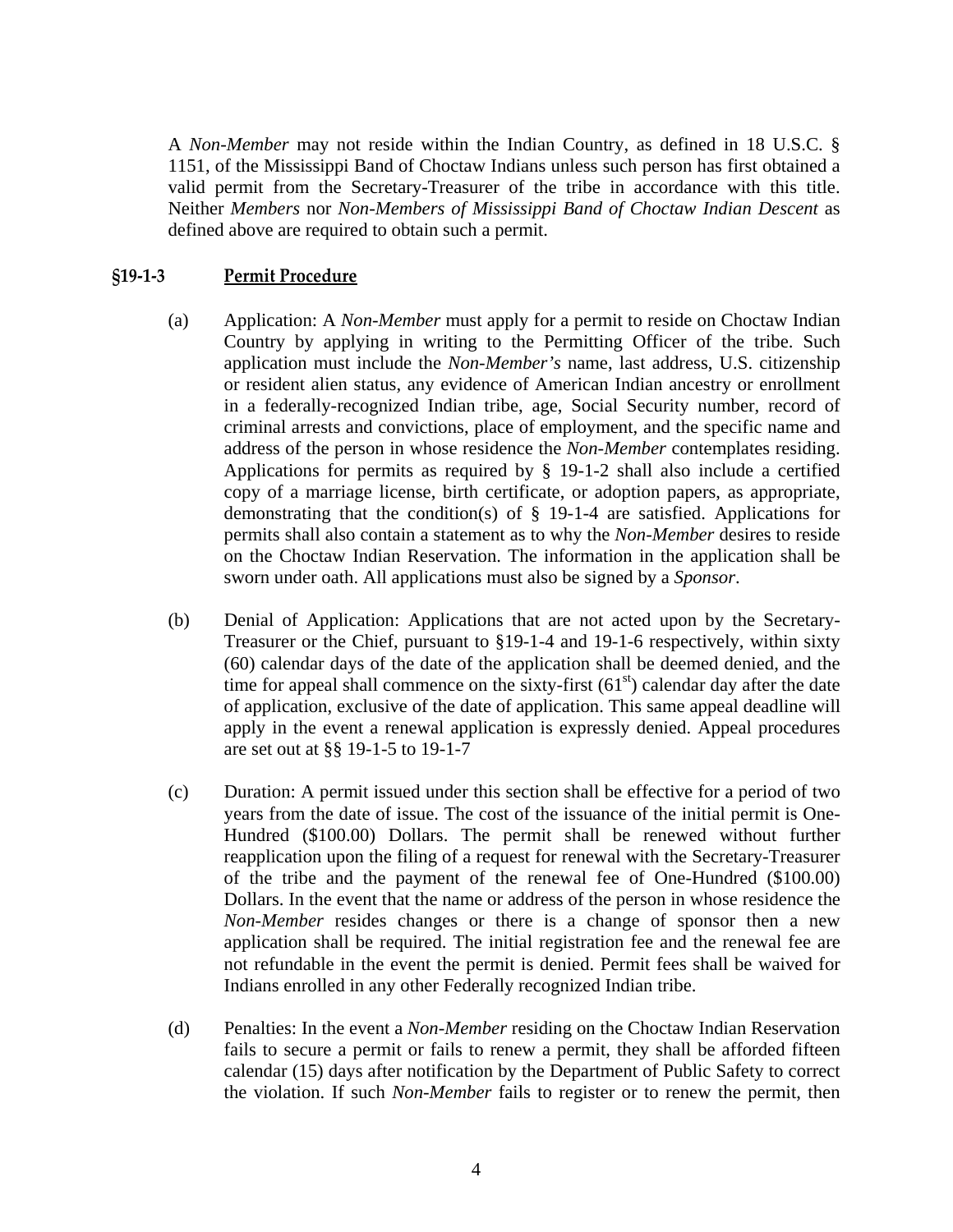A *Non-Member* may not reside within the Indian Country, as defined in 18 U.S.C. § 1151, of the Mississippi Band of Choctaw Indians unless such person has first obtained a valid permit from the Secretary-Treasurer of the tribe in accordance with this title. Neither *Members* nor *Non-Members of Mississippi Band of Choctaw Indian Descent* as defined above are required to obtain such a permit.

### §19-1-3 Permit Procedure

(a) Application: A *Non-Member* must apply for a permit to reside on Choctaw Indian Country by applying in writing to the Permitting Officer of the tribe. Such application must include the *Non-Member's* name, last address, U.S. citizenship or resident alien status, any evidence of American Indian ancestry or enrollment in a federally-recognized Indian tribe, age, Social Security number, record of criminal arrests and convictions, place of employment, and the specific name and address of the person in whose residence the *Non-Member* contemplates residing. Applications for permits as required by § 19-1-2 shall also include a certified copy of a marriage license, birth certificate, or adoption papers, as appropriate, demonstrating that the condition(s) of § 19-1-4 are satisfied. Applications for permits shall also contain a statement as to why the *Non-Member* desires to reside on the Choctaw Indian Reservation. The information in the application shall be sworn under oath. All applications must also be signed by a *Sponsor*.

(b) Denial of Application: Applications that are not acted upon by the Secretary-Treasurer or the Chief, pursuant to §19-1-4 and 19-1-6 respectively, within sixty (60) calendar days of the date of the application shall be deemed denied, and the time for appeal shall commence on the sixty-first (61st) calendar day after the date of application, exclusive of the date of application. This same appeal deadline will apply in the event a renewal application is expressly denied. Appeal procedures are set out at §§ 19-1-5 to 19-1-7

(c) Duration: A permit issued under this section shall be effective for a period of two years from the date of issue. The cost of the issuance of the initial permit is One-Hundred ($100.00) Dollars. The permit shall be renewed without further reapplication upon the filing of a request for renewal with the Secretary-Treasurer of the tribe and the payment of the renewal fee of One-Hundred ($100.00) Dollars. In the event that the name or address of the person in whose residence the *Non-Member* resides changes or there is a change of sponsor then a new application shall be required. The initial registration fee and the renewal fee are not refundable in the event the permit is denied. Permit fees shall be waived for Indians enrolled in any other Federally recognized Indian tribe.

(d) Penalties: In the event a *Non-Member* residing on the Choctaw Indian Reservation fails to secure a permit or fails to renew a permit, they shall be afforded fifteen calendar (15) days after notification by the Department of Public Safety to correct the violation. If such *Non-Member* fails to register or to renew the permit, then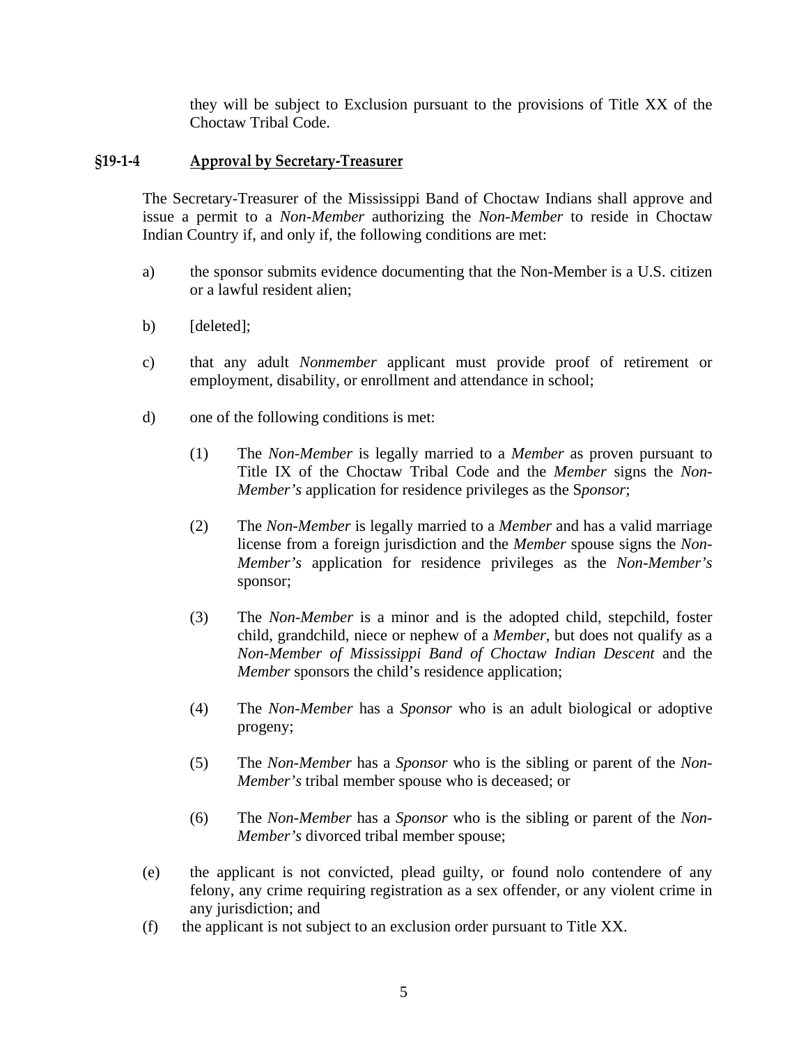they will be subject to Exclusion pursuant to the provisions of Title XX of the Choctaw Tribal Code.

### §19-1-4 Approval by Secretary-Treasurer

The Secretary-Treasurer of the Mississippi Band of Choctaw Indians shall approve and issue a permit to a *Non-Member* authorizing the *Non-Member* to reside in Choctaw Indian Country if, and only if, the following conditions are met:

a) the sponsor submits evidence documenting that the Non-Member is a U.S. citizen or a lawful resident alien;

b) [deleted];

c) that any adult *Nonmember* applicant must provide proof of retirement or employment, disability, or enrollment and attendance in school;

d) one of the following conditions is met:

  (1) The *Non-Member* is legally married to a *Member* as proven pursuant to Title IX of the Choctaw Tribal Code and the *Member* signs the *Non-Member's* application for residence privileges as the S*ponsor*;

  (2) The *Non-Member* is legally married to a *Member* and has a valid marriage license from a foreign jurisdiction and the *Member* spouse signs the *Non-Member's* application for residence privileges as the *Non-Member's* sponsor;

  (3) The *Non-Member* is a minor and is the adopted child, stepchild, foster child, grandchild, niece or nephew of a *Member*, but does not qualify as a *Non-Member of Mississippi Band of Choctaw Indian Descent* and the *Member* sponsors the child's residence application;

  (4) The *Non-Member* has a *Sponsor* who is an adult biological or adoptive progeny;

  (5) The *Non-Member* has a *Sponsor* who is the sibling or parent of the *Non-Member's* tribal member spouse who is deceased; or

  (6) The *Non-Member* has a *Sponsor* who is the sibling or parent of the *Non-Member's* divorced tribal member spouse;

(e) the applicant is not convicted, plead guilty, or found nolo contendere of any felony, any crime requiring registration as a sex offender, or any violent crime in any jurisdiction; and

(f) the applicant is not subject to an exclusion order pursuant to Title XX.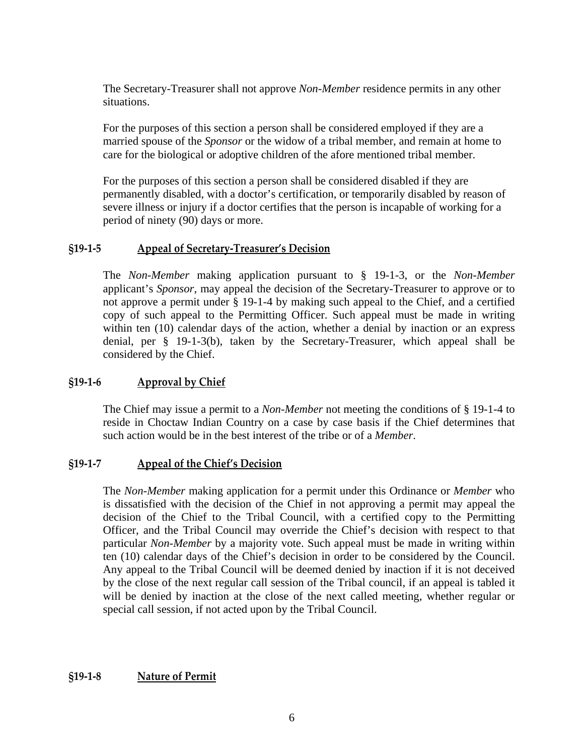The Secretary-Treasurer shall not approve *Non-Member* residence permits in any other situations.

For the purposes of this section a person shall be considered employed if they are a married spouse of the *Sponsor* or the widow of a tribal member, and remain at home to care for the biological or adoptive children of the afore mentioned tribal member.

For the purposes of this section a person shall be considered disabled if they are permanently disabled, with a doctor's certification, or temporarily disabled by reason of severe illness or injury if a doctor certifies that the person is incapable of working for a period of ninety (90) days or more.

### §19-1-5 Appeal of Secretary-Treasurer's Decision

The *Non-Member* making application pursuant to § 19-1-3, or the *Non-Member* applicant's *Sponsor*, may appeal the decision of the Secretary-Treasurer to approve or to not approve a permit under § 19-1-4 by making such appeal to the Chief, and a certified copy of such appeal to the Permitting Officer. Such appeal must be made in writing within ten (10) calendar days of the action, whether a denial by inaction or an express denial, per § 19-1-3(b), taken by the Secretary-Treasurer, which appeal shall be considered by the Chief.

### §19-1-6 Approval by Chief

The Chief may issue a permit to a *Non-Member* not meeting the conditions of § 19-1-4 to reside in Choctaw Indian Country on a case by case basis if the Chief determines that such action would be in the best interest of the tribe or of a *Member*.

### §19-1-7 Appeal of the Chief's Decision

The *Non-Member* making application for a permit under this Ordinance or *Member* who is dissatisfied with the decision of the Chief in not approving a permit may appeal the decision of the Chief to the Tribal Council, with a certified copy to the Permitting Officer, and the Tribal Council may override the Chief's decision with respect to that particular *Non-Member* by a majority vote. Such appeal must be made in writing within ten (10) calendar days of the Chief's decision in order to be considered by the Council. Any appeal to the Tribal Council will be deemed denied by inaction if it is not deceived by the close of the next regular call session of the Tribal council, if an appeal is tabled it will be denied by inaction at the close of the next called meeting, whether regular or special call session, if not acted upon by the Tribal Council.

### §19-1-8 Nature of Permit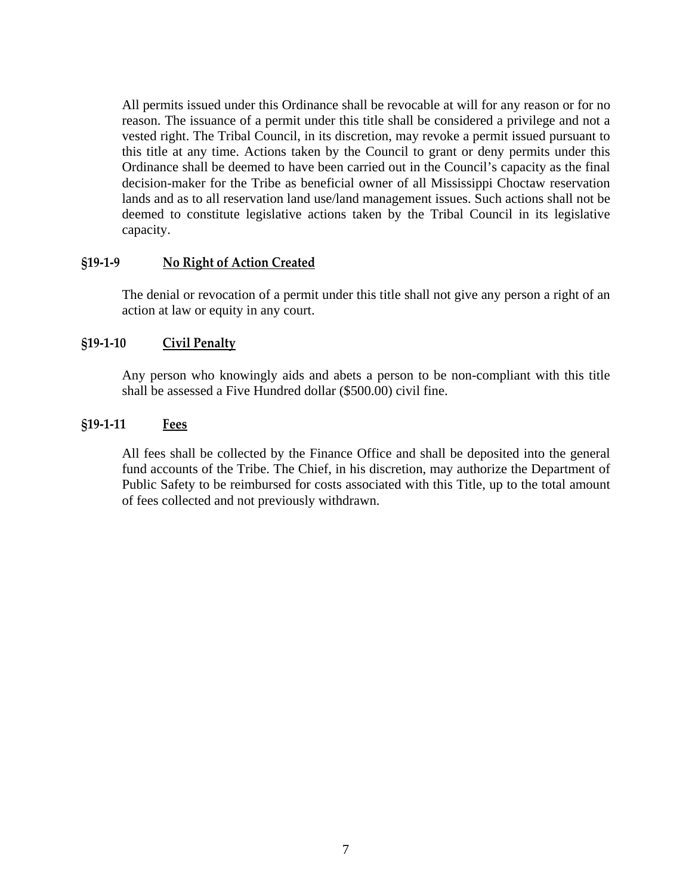All permits issued under this Ordinance shall be revocable at will for any reason or for no reason. The issuance of a permit under this title shall be considered a privilege and not a vested right. The Tribal Council, in its discretion, may revoke a permit issued pursuant to this title at any time. Actions taken by the Council to grant or deny permits under this Ordinance shall be deemed to have been carried out in the Council's capacity as the final decision-maker for the Tribe as beneficial owner of all Mississippi Choctaw reservation lands and as to all reservation land use/land management issues. Such actions shall not be deemed to constitute legislative actions taken by the Tribal Council in its legislative capacity.

### §19-1-9 No Right of Action Created

The denial or revocation of a permit under this title shall not give any person a right of an action at law or equity in any court.

### §19-1-10 Civil Penalty

Any person who knowingly aids and abets a person to be non-compliant with this title shall be assessed a Five Hundred dollar ($500.00) civil fine.

### §19-1-11 Fees

All fees shall be collected by the Finance Office and shall be deposited into the general fund accounts of the Tribe. The Chief, in his discretion, may authorize the Department of Public Safety to be reimbursed for costs associated with this Title, up to the total amount of fees collected and not previously withdrawn.